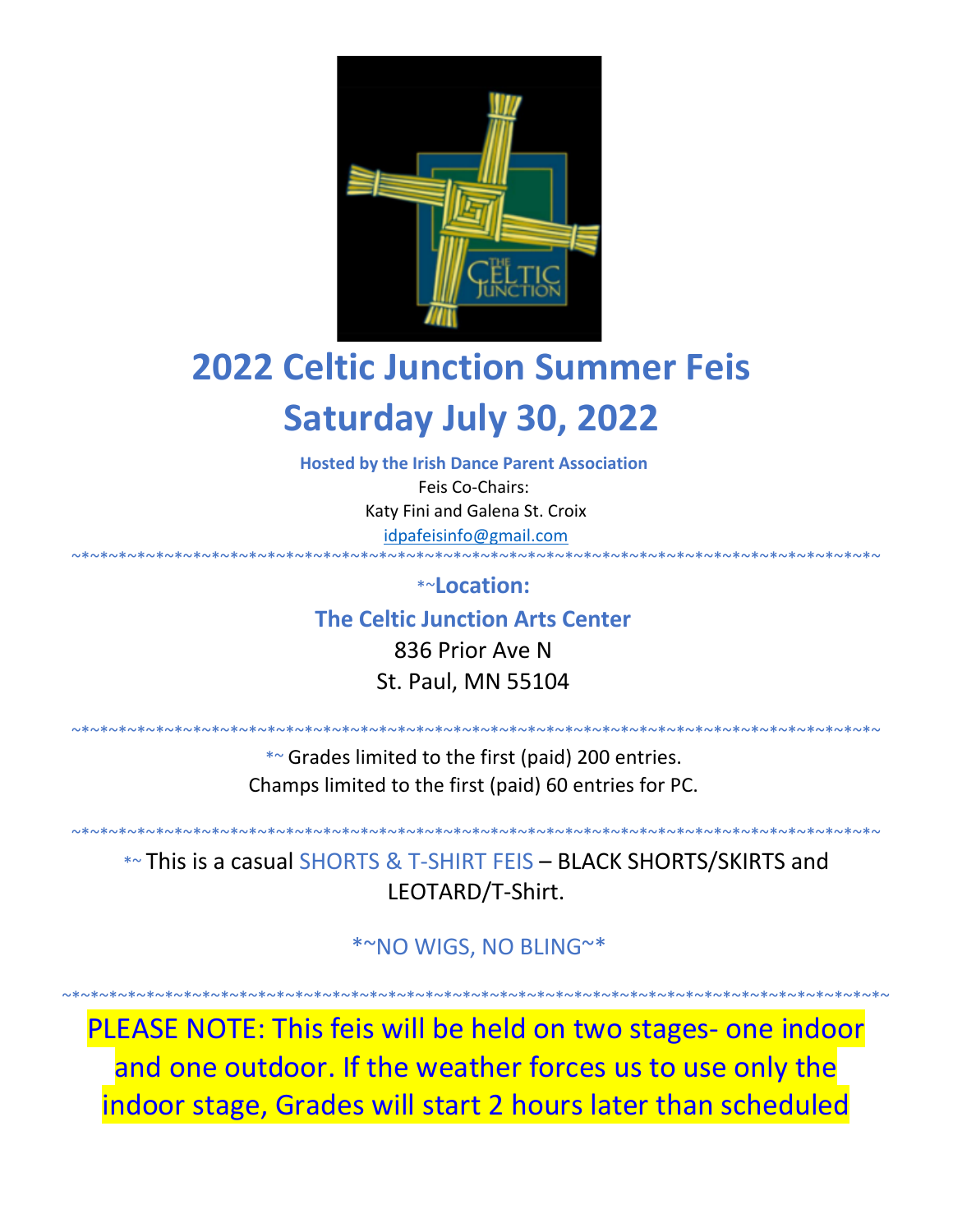# 2022 Celtic Junction Summer Feis

# Saturday July 30, 2022

**Hosted by the Irish Dance Parent Association**

Feis Co-Chairs:

Katy Fini and Galena St. Croix

idpafeisinfo@gmail.com

~*~*~*~*~*~*~*~*~*~*~*~*~*~*~*~*~*~*~*~*~*~*~*~*~*~*~*~*~*~*~*~*~*~*~*~*~*~*~*~*~*~

*~**Location:**

**The Celtic Junction Arts Center**

836 Prior Ave N

St. Paul, MN 55104

~*~*~*~*~*~*~*~*~*~*~*~*~*~*~*~*~*~*~*~*~*~*~*~*~*~*~*~*~*~*~*~*~*~*~*~*~*~*~*~*~*~

*~ Grades limited to the first (paid) 200 entries.

Champs limited to the first (paid) 60 entries for PC.

~*~*~*~*~*~*~*~*~*~*~*~*~*~*~*~*~*~*~*~*~*~*~*~*~*~*~*~*~*~*~*~*~*~*~*~*~*~*~*~*~*~

*~ This is a casual SHORTS & T-SHIRT FEIS – BLACK SHORTS/SKIRTS and LEOTARD/T-Shirt.

*~NO WIGS, NO BLING~*

~*~*~*~*~*~*~*~*~*~*~*~*~*~*~*~*~*~*~*~*~*~*~*~*~*~*~*~*~*~*~*~*~*~*~*~*~*~*~*~*~*~

PLEASE NOTE: This feis will be held on two stages- one indoor and one outdoor. If the weather forces us to use only the indoor stage, Grades will start 2 hours later than scheduled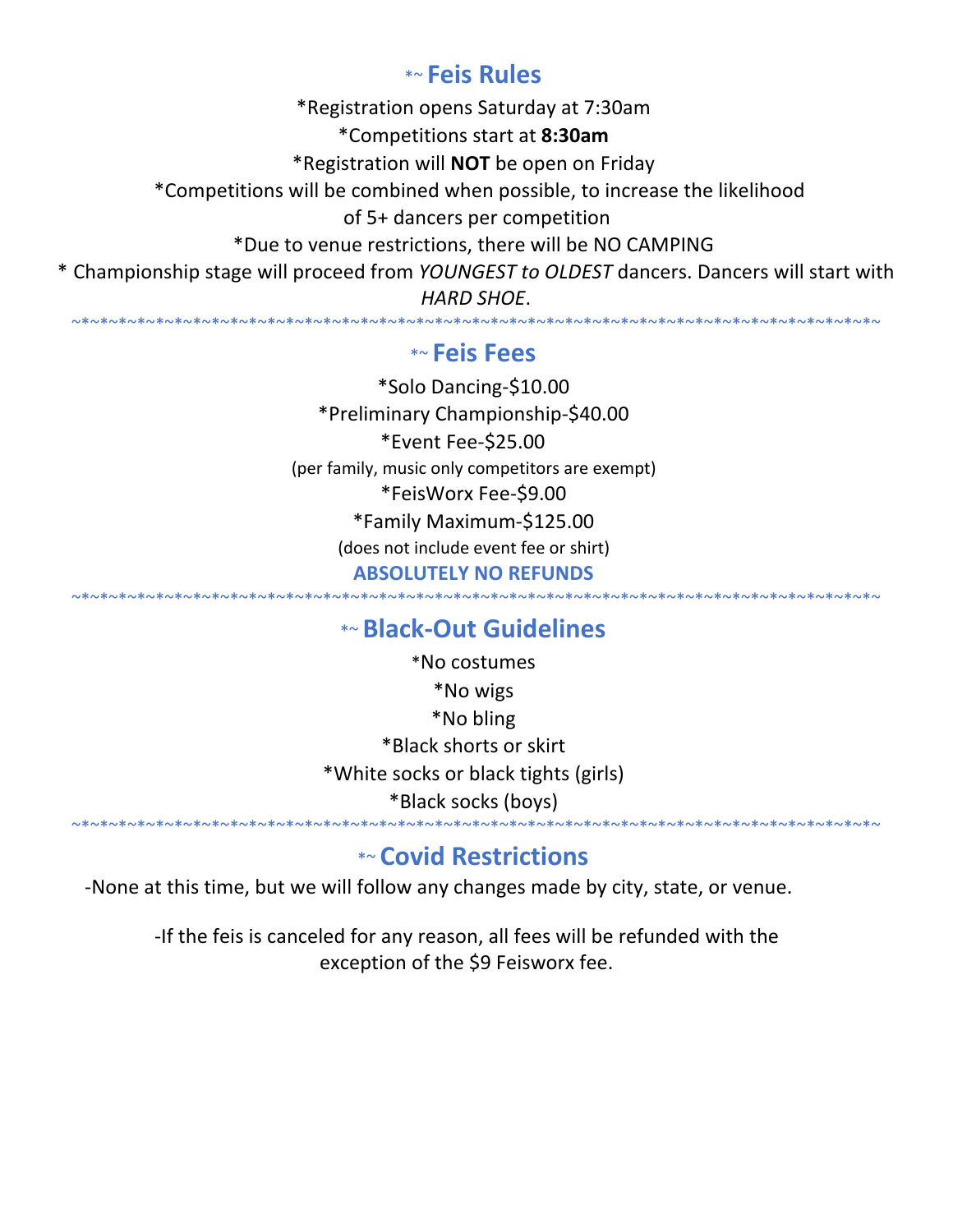## *~ Feis Rules

*Registration opens Saturday at 7:30am

*Competitions start at **8:30am**

*Registration will **NOT** be open on Friday

*Competitions will be combined when possible, to increase the likelihood of 5+ dancers per competition

*Due to venue restrictions, there will be NO CAMPING

* Championship stage will proceed from *YOUNGEST to OLDEST* dancers. Dancers will start with *HARD SHOE*.

~*~*~*~*~*~*~*~*~*~*~*~*~*~*~*~*~*~*~*~*~*~*~*~*~*~*~*~*~*~*~*~*~*~*~*~*~*~*~*~*~*~*~*~*~*~*~*~*~*~*~*~

## *~ Feis Fees

*Solo Dancing-$10.00

*Preliminary Championship-$40.00

*Event Fee-$25.00

(per family, music only competitors are exempt)

*FeisWorx Fee-$9.00

*Family Maximum-$125.00

(does not include event fee or shirt)

**ABSOLUTELY NO REFUNDS**

~*~*~*~*~*~*~*~*~*~*~*~*~*~*~*~*~*~*~*~*~*~*~*~*~*~*~*~*~*~*~*~*~*~*~*~*~*~*~*~*~*~*~*~*~*~*~*~*~*~*~*~

## *~ Black-Out Guidelines

*No costumes

*No wigs

*No bling

*Black shorts or skirt

*White socks or black tights (girls)

*Black socks (boys)

~*~*~*~*~*~*~*~*~*~*~*~*~*~*~*~*~*~*~*~*~*~*~*~*~*~*~*~*~*~*~*~*~*~*~*~*~*~*~*~*~*~*~*~*~*~*~*~*~*~*~*~

## *~ Covid Restrictions

-None at this time, but we will follow any changes made by city, state, or venue.

-If the feis is canceled for any reason, all fees will be refunded with the exception of the $9 Feisworx fee.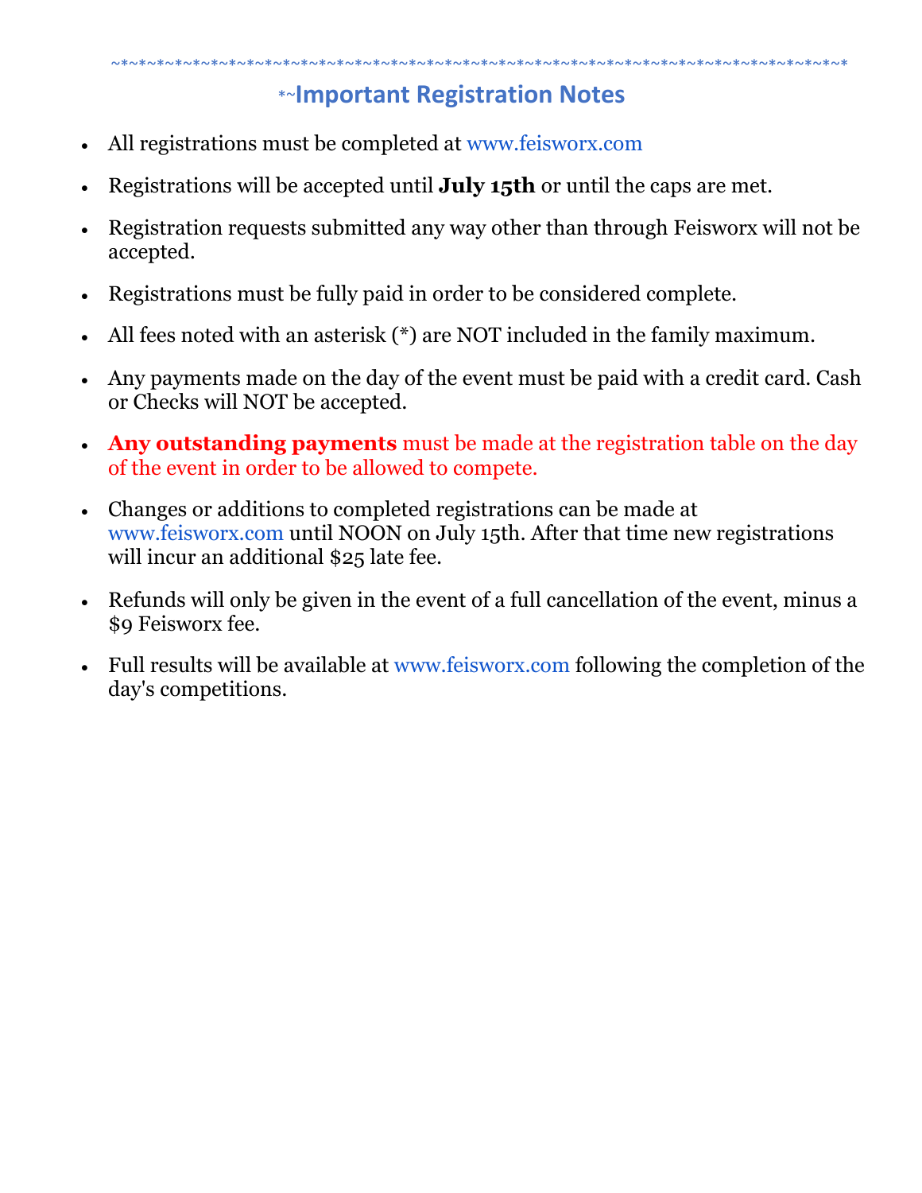~*~*~*~*~*~*~*~*~*~*~*~*~*~*~*~*~*~*~*~*~*~*~*~*~*~*~*~*~*~*~*~*~*~*~*~*~*~*~*~*~*~*~*~*~*~*~*~*~*~*~*~*~*~*~*~*~*~*

## *~Important Registration Notes

- All registrations must be completed at www.feisworx.com
- Registrations will be accepted until **July 15th** or until the caps are met.
- Registration requests submitted any way other than through Feisworx will not be accepted.
- Registrations must be fully paid in order to be considered complete.
- All fees noted with an asterisk (*) are NOT included in the family maximum.
- Any payments made on the day of the event must be paid with a credit card. Cash or Checks will NOT be accepted.
- **Any outstanding payments** must be made at the registration table on the day of the event in order to be allowed to compete.
- Changes or additions to completed registrations can be made at www.feisworx.com until NOON on July 15th. After that time new registrations will incur an additional $25 late fee.
- Refunds will only be given in the event of a full cancellation of the event, minus a $9 Feisworx fee.
- Full results will be available at www.feisworx.com following the completion of the day's competitions.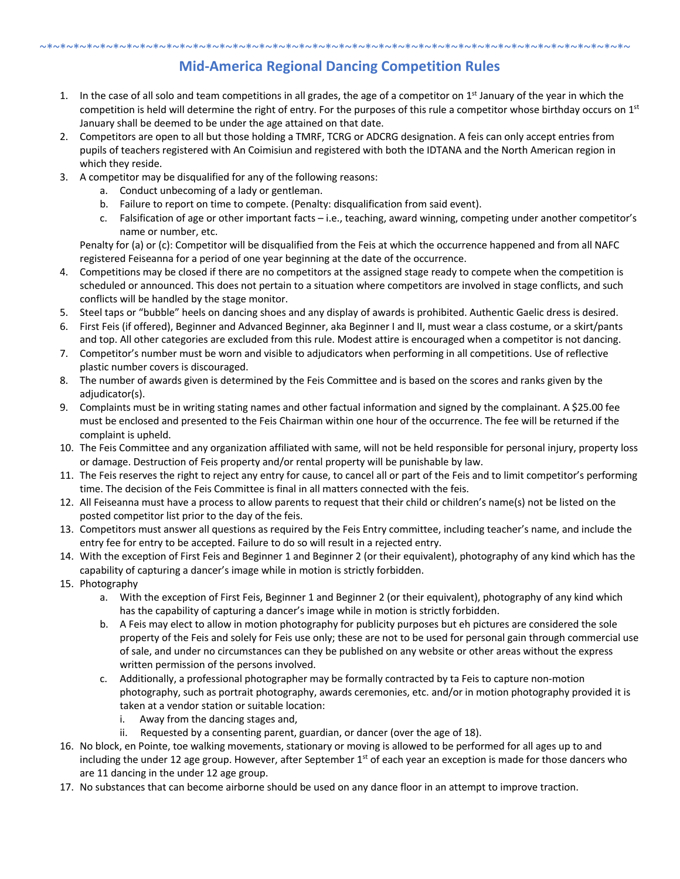~*~*~*~*~*~*~*~*~*~*~*~*~*~*~*~*~*~*~*~*~*~*~*~*~*~*~*~*~*~*~*~*~*~*~*~*~*~*~*~*~*~*~*~*~*~*~*~*~*~*~*~*~*~*~*~*~*~*~*~*~*~*~

## Mid-America Regional Dancing Competition Rules

1. In the case of all solo and team competitions in all grades, the age of a competitor on 1st January of the year in which the competition is held will determine the right of entry. For the purposes of this rule a competitor whose birthday occurs on 1st January shall be deemed to be under the age attained on that date.
2. Competitors are open to all but those holding a TMRF, TCRG or ADCRG designation. A feis can only accept entries from pupils of teachers registered with An Coimisiun and registered with both the IDTANA and the North American region in which they reside.
3. A competitor may be disqualified for any of the following reasons:
   a. Conduct unbecoming of a lady or gentleman.
   b. Failure to report on time to compete. (Penalty: disqualification from said event).
   c. Falsification of age or other important facts – i.e., teaching, award winning, competing under another competitor's name or number, etc.

   Penalty for (a) or (c): Competitor will be disqualified from the Feis at which the occurrence happened and from all NAFC registered Feiseanna for a period of one year beginning at the date of the occurrence.
4. Competitions may be closed if there are no competitors at the assigned stage ready to compete when the competition is scheduled or announced. This does not pertain to a situation where competitors are involved in stage conflicts, and such conflicts will be handled by the stage monitor.
5. Steel taps or "bubble" heels on dancing shoes and any display of awards is prohibited. Authentic Gaelic dress is desired.
6. First Feis (if offered), Beginner and Advanced Beginner, aka Beginner I and II, must wear a class costume, or a skirt/pants and top. All other categories are excluded from this rule. Modest attire is encouraged when a competitor is not dancing.
7. Competitor's number must be worn and visible to adjudicators when performing in all competitions. Use of reflective plastic number covers is discouraged.
8. The number of awards given is determined by the Feis Committee and is based on the scores and ranks given by the adjudicator(s).
9. Complaints must be in writing stating names and other factual information and signed by the complainant. A $25.00 fee must be enclosed and presented to the Feis Chairman within one hour of the occurrence. The fee will be returned if the complaint is upheld.
10. The Feis Committee and any organization affiliated with same, will not be held responsible for personal injury, property loss or damage. Destruction of Feis property and/or rental property will be punishable by law.
11. The Feis reserves the right to reject any entry for cause, to cancel all or part of the Feis and to limit competitor's performing time. The decision of the Feis Committee is final in all matters connected with the feis.
12. All Feiseanna must have a process to allow parents to request that their child or children's name(s) not be listed on the posted competitor list prior to the day of the feis.
13. Competitors must answer all questions as required by the Feis Entry committee, including teacher's name, and include the entry fee for entry to be accepted. Failure to do so will result in a rejected entry.
14. With the exception of First Feis and Beginner 1 and Beginner 2 (or their equivalent), photography of any kind which has the capability of capturing a dancer's image while in motion is strictly forbidden.
15. Photography
   a. With the exception of First Feis, Beginner 1 and Beginner 2 (or their equivalent), photography of any kind which has the capability of capturing a dancer's image while in motion is strictly forbidden.
   b. A Feis may elect to allow in motion photography for publicity purposes but eh pictures are considered the sole property of the Feis and solely for Feis use only; these are not to be used for personal gain through commercial use of sale, and under no circumstances can they be published on any website or other areas without the express written permission of the persons involved.
   c. Additionally, a professional photographer may be formally contracted by ta Feis to capture non-motion photography, such as portrait photography, awards ceremonies, etc. and/or in motion photography provided it is taken at a vendor station or suitable location:
      i. Away from the dancing stages and,
      ii. Requested by a consenting parent, guardian, or dancer (over the age of 18).
16. No block, en Pointe, toe walking movements, stationary or moving is allowed to be performed for all ages up to and including the under 12 age group. However, after September 1st of each year an exception is made for those dancers who are 11 dancing in the under 12 age group.
17. No substances that can become airborne should be used on any dance floor in an attempt to improve traction.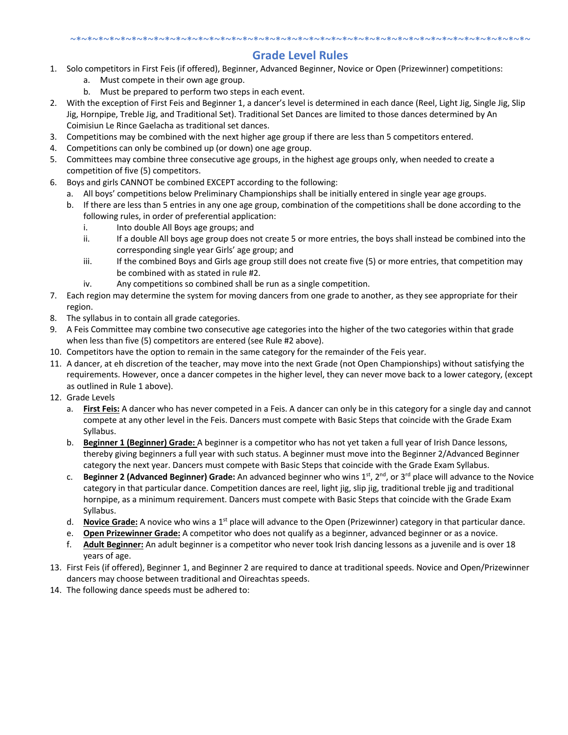~*~*~*~*~*~*~*~*~*~*~*~*~*~*~*~*~*~*~*~*~*~*~*~*~*~*~*~*~*~*~*~*~*~*~*~*~*~*~*~*~*~*~*~*~*~*~*~*~*~*~*~

## Grade Level Rules

1. Solo competitors in First Feis (if offered), Beginner, Advanced Beginner, Novice or Open (Prizewinner) competitions:
   a. Must compete in their own age group.
   b. Must be prepared to perform two steps in each event.
2. With the exception of First Feis and Beginner 1, a dancer's level is determined in each dance (Reel, Light Jig, Single Jig, Slip Jig, Hornpipe, Treble Jig, and Traditional Set). Traditional Set Dances are limited to those dances determined by An Coimisiun Le Rince Gaelacha as traditional set dances.
3. Competitions may be combined with the next higher age group if there are less than 5 competitors entered.
4. Competitions can only be combined up (or down) one age group.
5. Committees may combine three consecutive age groups, in the highest age groups only, when needed to create a competition of five (5) competitors.
6. Boys and girls CANNOT be combined EXCEPT according to the following:
   a. All boys' competitions below Preliminary Championships shall be initially entered in single year age groups.
   b. If there are less than 5 entries in any one age group, combination of the competitions shall be done according to the following rules, in order of preferential application:
      i. Into double All Boys age groups; and
      ii. If a double All boys age group does not create 5 or more entries, the boys shall instead be combined into the corresponding single year Girls' age group; and
      iii. If the combined Boys and Girls age group still does not create five (5) or more entries, that competition may be combined with as stated in rule #2.
      iv. Any competitions so combined shall be run as a single competition.
7. Each region may determine the system for moving dancers from one grade to another, as they see appropriate for their region.
8. The syllabus in to contain all grade categories.
9. A Feis Committee may combine two consecutive age categories into the higher of the two categories within that grade when less than five (5) competitors are entered (see Rule #2 above).
10. Competitors have the option to remain in the same category for the remainder of the Feis year.
11. A dancer, at eh discretion of the teacher, may move into the next Grade (not Open Championships) without satisfying the requirements. However, once a dancer competes in the higher level, they can never move back to a lower category, (except as outlined in Rule 1 above).
12. Grade Levels
    a. **First Feis:** A dancer who has never competed in a Feis. A dancer can only be in this category for a single day and cannot compete at any other level in the Feis. Dancers must compete with Basic Steps that coincide with the Grade Exam Syllabus.
    b. **Beginner 1 (Beginner) Grade:** A beginner is a competitor who has not yet taken a full year of Irish Dance lessons, thereby giving beginners a full year with such status. A beginner must move into the Beginner 2/Advanced Beginner category the next year. Dancers must compete with Basic Steps that coincide with the Grade Exam Syllabus.
    c. **Beginner 2 (Advanced Beginner) Grade:** An advanced beginner who wins 1st, 2nd, or 3rd place will advance to the Novice category in that particular dance. Competition dances are reel, light jig, slip jig, traditional treble jig and traditional hornpipe, as a minimum requirement. Dancers must compete with Basic Steps that coincide with the Grade Exam Syllabus.
    d. **Novice Grade:** A novice who wins a 1st place will advance to the Open (Prizewinner) category in that particular dance.
    e. **Open Prizewinner Grade:** A competitor who does not qualify as a beginner, advanced beginner or as a novice.
    f. **Adult Beginner:** An adult beginner is a competitor who never took Irish dancing lessons as a juvenile and is over 18 years of age.
13. First Feis (if offered), Beginner 1, and Beginner 2 are required to dance at traditional speeds. Novice and Open/Prizewinner dancers may choose between traditional and Oireachtas speeds.
14. The following dance speeds must be adhered to: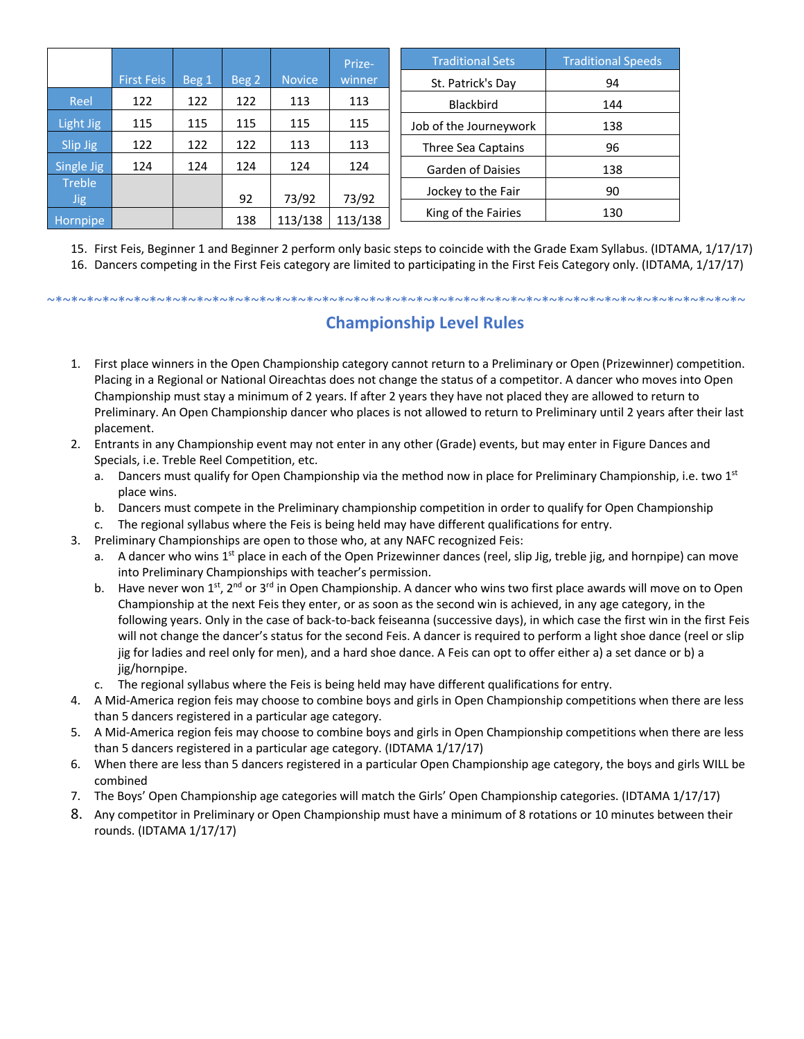| | First Feis | Beg 1 | Beg 2 | Novice | Prize-winner |
|---|---|---|---|---|---|
| Reel | 122 | 122 | 122 | 113 | 113 |
| Light Jig | 115 | 115 | 115 | 115 | 115 |
| Slip Jig | 122 | 122 | 122 | 113 | 113 |
| Single Jig | 124 | 124 | 124 | 124 | 124 |
| Treble Jig | | | 92 | 73/92 | 73/92 |
| Hornpipe | | | 138 | 113/138 | 113/138 |

| Traditional Sets | Traditional Speeds |
|---|---|
| St. Patrick's Day | 94 |
| Blackbird | 144 |
| Job of the Journeywork | 138 |
| Three Sea Captains | 96 |
| Garden of Daisies | 138 |
| Jockey to the Fair | 90 |
| King of the Fairies | 130 |

15. First Feis, Beginner 1 and Beginner 2 perform only basic steps to coincide with the Grade Exam Syllabus. (IDTAMA, 1/17/17)
16. Dancers competing in the First Feis category are limited to participating in the First Feis Category only. (IDTAMA, 1/17/17)

~*~*~*~*~*~*~*~*~*~*~*~*~*~*~*~*~*~*~*~*~*~*~*~*~*~*~*~*~*~*~*~*~*~*~*~*~*~*~*~*~*~*~*~*~*~*~*~*~*~*~*~

## Championship Level Rules

1. First place winners in the Open Championship category cannot return to a Preliminary or Open (Prizewinner) competition. Placing in a Regional or National Oireachtas does not change the status of a competitor. A dancer who moves into Open Championship must stay a minimum of 2 years. If after 2 years they have not placed they are allowed to return to Preliminary. An Open Championship dancer who places is not allowed to return to Preliminary until 2 years after their last placement.
2. Entrants in any Championship event may not enter in any other (Grade) events, but may enter in Figure Dances and Specials, i.e. Treble Reel Competition, etc.
   a. Dancers must qualify for Open Championship via the method now in place for Preliminary Championship, i.e. two 1st place wins.
   b. Dancers must compete in the Preliminary championship competition in order to qualify for Open Championship
   c. The regional syllabus where the Feis is being held may have different qualifications for entry.
3. Preliminary Championships are open to those who, at any NAFC recognized Feis:
   a. A dancer who wins 1st place in each of the Open Prizewinner dances (reel, slip Jig, treble jig, and hornpipe) can move into Preliminary Championships with teacher's permission.
   b. Have never won 1st, 2nd or 3rd in Open Championship. A dancer who wins two first place awards will move on to Open Championship at the next Feis they enter, or as soon as the second win is achieved, in any age category, in the following years. Only in the case of back-to-back feiseanna (successive days), in which case the first win in the first Feis will not change the dancer's status for the second Feis. A dancer is required to perform a light shoe dance (reel or slip jig for ladies and reel only for men), and a hard shoe dance. A Feis can opt to offer either a) a set dance or b) a jig/hornpipe.
   c. The regional syllabus where the Feis is being held may have different qualifications for entry.
4. A Mid-America region feis may choose to combine boys and girls in Open Championship competitions when there are less than 5 dancers registered in a particular age category.
5. A Mid-America region feis may choose to combine boys and girls in Open Championship competitions when there are less than 5 dancers registered in a particular age category. (IDTAMA 1/17/17)
6. When there are less than 5 dancers registered in a particular Open Championship age category, the boys and girls WILL be combined
7. The Boys' Open Championship age categories will match the Girls' Open Championship categories. (IDTAMA 1/17/17)
8. Any competitor in Preliminary or Open Championship must have a minimum of 8 rotations or 10 minutes between their rounds. (IDTAMA 1/17/17)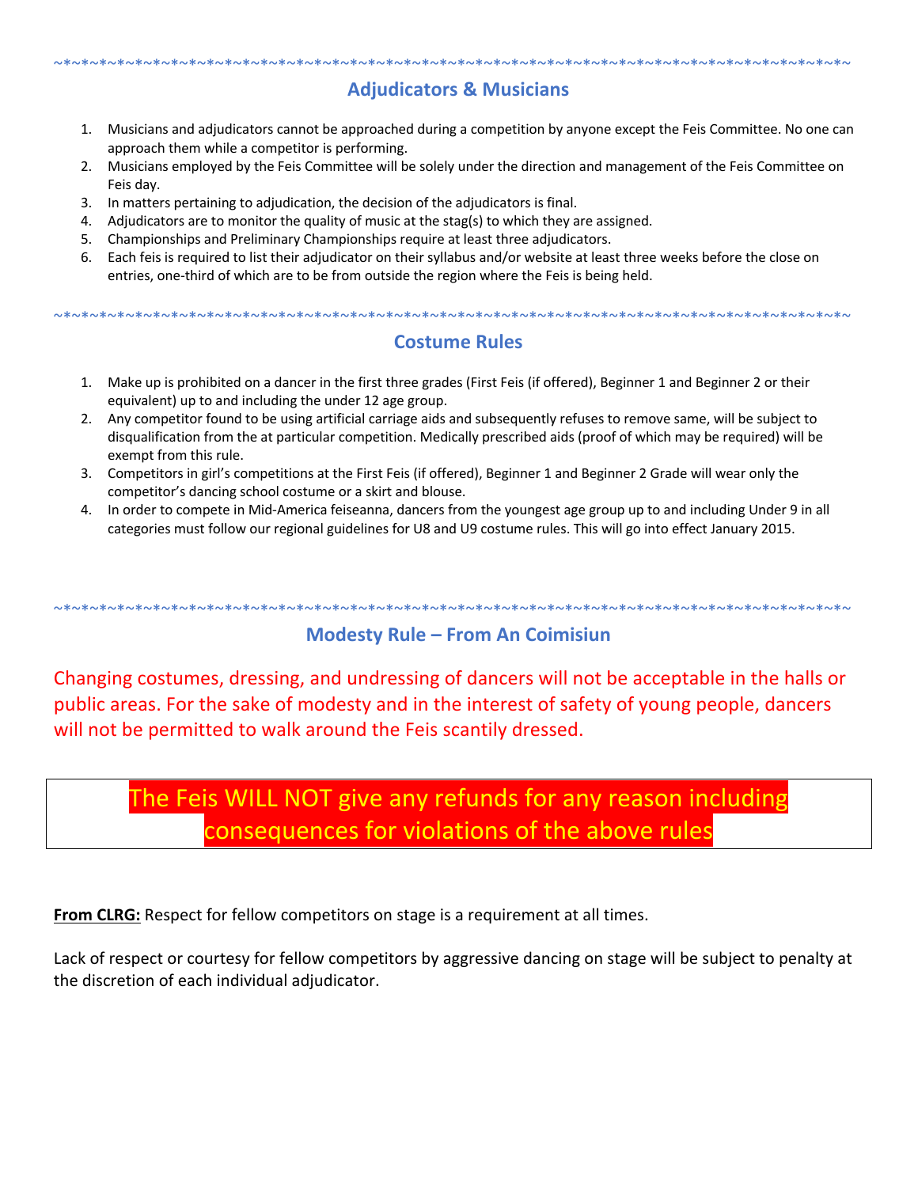~*~*~*~*~*~*~*~*~*~*~*~*~*~*~*~*~*~*~*~*~*~*~*~*~*~*~*~*~*~*~*~*~*~*~*~*~*~*~*~*~*~*~*~*~*~*~*~*~*~*~*~*~*~*~*~

## Adjudicators & Musicians

1. Musicians and adjudicators cannot be approached during a competition by anyone except the Feis Committee. No one can approach them while a competitor is performing.
2. Musicians employed by the Feis Committee will be solely under the direction and management of the Feis Committee on Feis day.
3. In matters pertaining to adjudication, the decision of the adjudicators is final.
4. Adjudicators are to monitor the quality of music at the stag(s) to which they are assigned.
5. Championships and Preliminary Championships require at least three adjudicators.
6. Each feis is required to list their adjudicator on their syllabus and/or website at least three weeks before the close on entries, one-third of which are to be from outside the region where the Feis is being held.

~*~*~*~*~*~*~*~*~*~*~*~*~*~*~*~*~*~*~*~*~*~*~*~*~*~*~*~*~*~*~*~*~*~*~*~*~*~*~*~*~*~*~*~*~*~*~*~*~*~*~*~*~*~*~*~

## Costume Rules

1. Make up is prohibited on a dancer in the first three grades (First Feis (if offered), Beginner 1 and Beginner 2 or their equivalent) up to and including the under 12 age group.
2. Any competitor found to be using artificial carriage aids and subsequently refuses to remove same, will be subject to disqualification from the at particular competition. Medically prescribed aids (proof of which may be required) will be exempt from this rule.
3. Competitors in girl's competitions at the First Feis (if offered), Beginner 1 and Beginner 2 Grade will wear only the competitor's dancing school costume or a skirt and blouse.
4. In order to compete in Mid-America feiseanna, dancers from the youngest age group up to and including Under 9 in all categories must follow our regional guidelines for U8 and U9 costume rules. This will go into effect January 2015.

~*~*~*~*~*~*~*~*~*~*~*~*~*~*~*~*~*~*~*~*~*~*~*~*~*~*~*~*~*~*~*~*~*~*~*~*~*~*~*~*~*~*~*~*~*~*~*~*~*~*~*~*~*~*~*~

## Modesty Rule – From An Coimisiun

Changing costumes, dressing, and undressing of dancers will not be acceptable in the halls or public areas. For the sake of modesty and in the interest of safety of young people, dancers will not be permitted to walk around the Feis scantily dressed.

**The Feis WILL NOT give any refunds for any reason including consequences for violations of the above rules**

**From CLRG:** Respect for fellow competitors on stage is a requirement at all times.

Lack of respect or courtesy for fellow competitors by aggressive dancing on stage will be subject to penalty at the discretion of each individual adjudicator.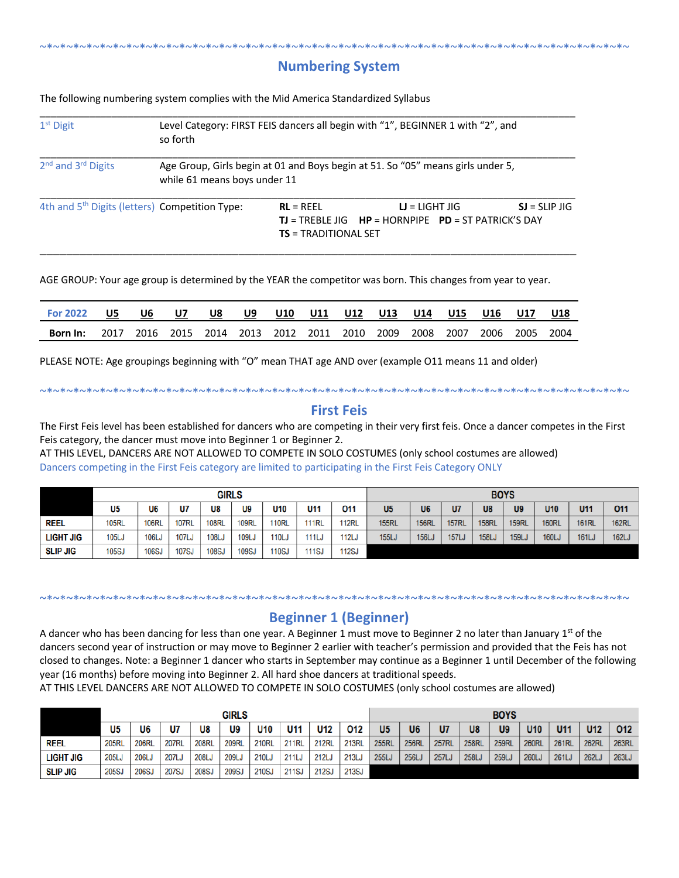~*~*~*~*~*~*~*~*~*~*~*~*~*~*~*~*~*~*~*~*~*~*~*~*~*~*~*~*~*~*~*~*~*~*~*~*~*~*~*~*~*~*~*~*~*~*~*~*~*~*~*~*~*~*~

## Numbering System

The following numbering system complies with the Mid America Standardized Syllabus

| | |
|---|---|
| 1st Digit | Level Category: FIRST FEIS dancers all begin with “1”, BEGINNER 1 with “2”, and so forth |
| 2nd and 3rd Digits | Age Group, Girls begin at 01 and Boys begin at 51. So “05” means girls under 5, while 61 means boys under 11 |
| 4th and 5th Digits (letters) | Competition Type: **RL** = REEL **LJ** = LIGHT JIG **SJ** = SLIP JIG **TJ** = TREBLE JIG **HP** = HORNPIPE **PD** = ST PATRICK’S DAY **TS** = TRADITIONAL SET |

AGE GROUP: Your age group is determined by the YEAR the competitor was born. This changes from year to year.

| For 2022 | U5 | U6 | U7 | U8 | U9 | U10 | U11 | U12 | U13 | U14 | U15 | U16 | U17 | U18 |
|---|---|---|---|---|---|---|---|---|---|---|---|---|---|---|
| **Born In:** | 2017 | 2016 | 2015 | 2014 | 2013 | 2012 | 2011 | 2010 | 2009 | 2008 | 2007 | 2006 | 2005 | 2004 |

PLEASE NOTE: Age groupings beginning with “O” mean THAT age AND over (example O11 means 11 and older)

~*~*~*~*~*~*~*~*~*~*~*~*~*~*~*~*~*~*~*~*~*~*~*~*~*~*~*~*~*~*~*~*~*~*~*~*~*~*~*~*~*~*~*~*~*~*~*~*~*~*~*~*~*~*~

## First Feis

The First Feis level has been established for dancers who are competing in their very first feis. Once a dancer competes in the First Feis category, the dancer must move into Beginner 1 or Beginner 2.
AT THIS LEVEL, DANCERS ARE NOT ALLOWED TO COMPETE IN SOLO COSTUMES (only school costumes are allowed)
Dancers competing in the First Feis category are limited to participating in the First Feis Category ONLY

| | GIRLS | | | | | | | | BOYS | | | | | | | |
|---|---|---|---|---|---|---|---|---|---|---|---|---|---|---|---|---|
| | U5 | U6 | U7 | U8 | U9 | U10 | U11 | O11 | U5 | U6 | U7 | U8 | U9 | U10 | U11 | O11 |
| **REEL** | 105RL | 106RL | 107RL | 108RL | 109RL | 110RL | 111RL | 112RL | 155RL | 156RL | 157RL | 158RL | 159RL | 160RL | 161RL | 162RL |
| **LIGHT JIG** | 105LJ | 106LJ | 107LJ | 108LJ | 109LJ | 110LJ | 111LJ | 112LJ | 155LJ | 156LJ | 157LJ | 158LJ | 159LJ | 160LJ | 161LJ | 162LJ |
| **SLIP JIG** | 105SJ | 106SJ | 107SJ | 108SJ | 109SJ | 110SJ | 111SJ | 112SJ | | | | | | | | |

~*~*~*~*~*~*~*~*~*~*~*~*~*~*~*~*~*~*~*~*~*~*~*~*~*~*~*~*~*~*~*~*~*~*~*~*~*~*~*~*~*~*~*~*~*~*~*~*~*~*~*~*~*~*~

## Beginner 1 (Beginner)

A dancer who has been dancing for less than one year. A Beginner 1 must move to Beginner 2 no later than January 1st of the dancers second year of instruction or may move to Beginner 2 earlier with teacher’s permission and provided that the Feis has not closed to changes. Note: a Beginner 1 dancer who starts in September may continue as a Beginner 1 until December of the following year (16 months) before moving into Beginner 2. All hard shoe dancers at traditional speeds.
AT THIS LEVEL DANCERS ARE NOT ALLOWED TO COMPETE IN SOLO COSTUMES (only school costumes are allowed)

| | GIRLS | | | | | | | | | BOYS | | | | | | | | |
|---|---|---|---|---|---|---|---|---|---|---|---|---|---|---|---|---|---|---|
| | U5 | U6 | U7 | U8 | U9 | U10 | U11 | U12 | O12 | U5 | U6 | U7 | U8 | U9 | U10 | U11 | U12 | O12 |
| **REEL** | 205RL | 206RL | 207RL | 208RL | 209RL | 210RL | 211RL | 212RL | 213RL | 255RL | 256RL | 257RL | 258RL | 259RL | 260RL | 261RL | 262RL | 263RL |
| **LIGHT JIG** | 205LJ | 206LJ | 207LJ | 208LJ | 209LJ | 210LJ | 211LJ | 212LJ | 213LJ | 255LJ | 256LJ | 257LJ | 258LJ | 259LJ | 260LJ | 261LJ | 262LJ | 263LJ |
| **SLIP JIG** | 205SJ | 206SJ | 207SJ | 208SJ | 209SJ | 210SJ | 211SJ | 212SJ | 213SJ | | | | | | | | | |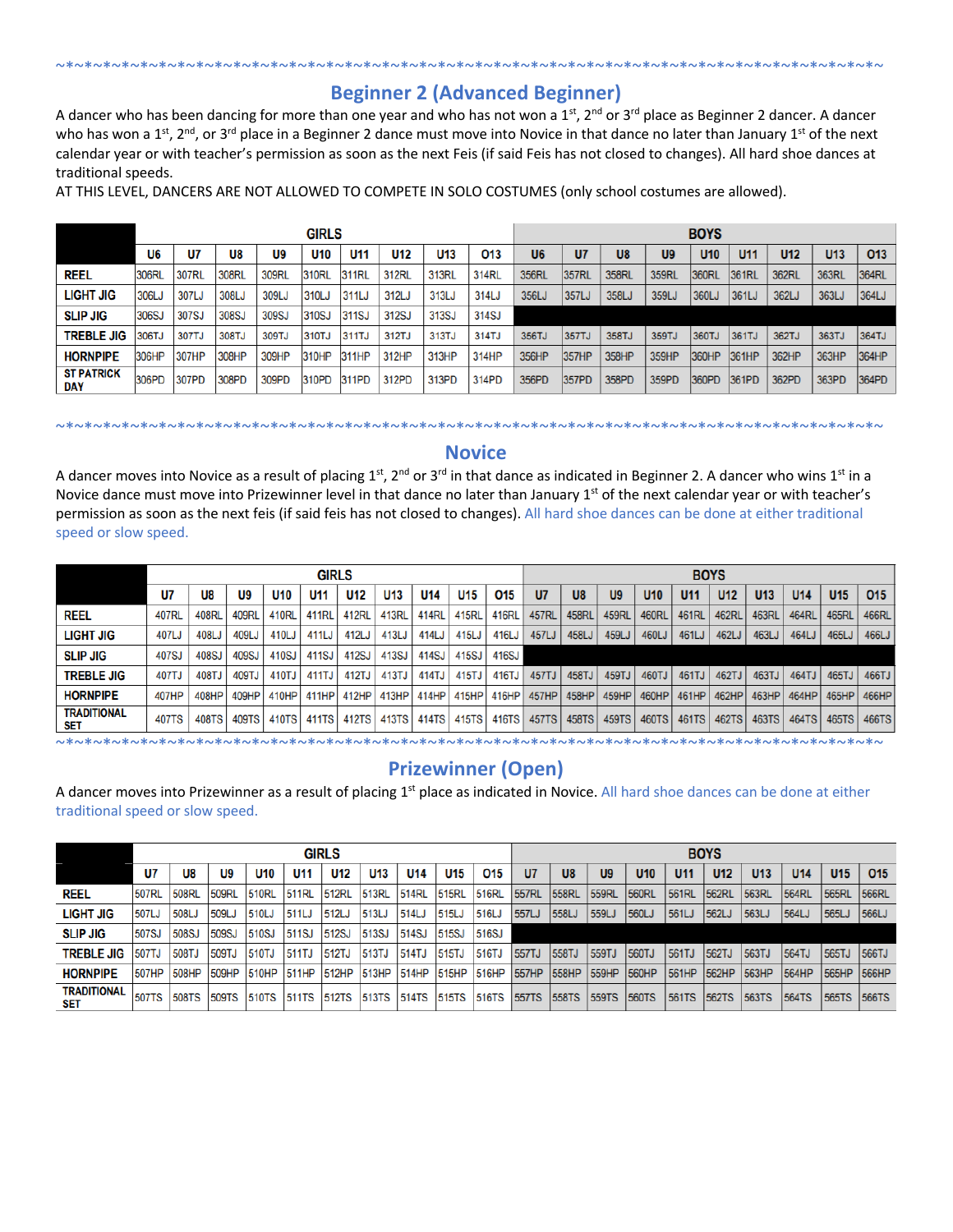~*~*~*~*~*~*~*~*~*~*~*~*~*~*~*~*~*~*~*~*~*~*~*~*~*~*~*~*~*~*~*~*~*~*~*~*~*~*~*~*~*~*~*~*~*~

## Beginner 2 (Advanced Beginner)

A dancer who has been dancing for more than one year and who has not won a 1st, 2nd or 3rd place as Beginner 2 dancer. A dancer who has won a 1st, 2nd, or 3rd place in a Beginner 2 dance must move into Novice in that dance no later than January 1st of the next calendar year or with teacher's permission as soon as the next Feis (if said Feis has not closed to changes). All hard shoe dances at traditional speeds.

AT THIS LEVEL, DANCERS ARE NOT ALLOWED TO COMPETE IN SOLO COSTUMES (only school costumes are allowed).

| | GIRLS | | | | | | | | | BOYS | | | | | | | | |
|---|---|---|---|---|---|---|---|---|---|---|---|---|---|---|---|---|---|---|
| | U6 | U7 | U8 | U9 | U10 | U11 | U12 | U13 | O13 | U6 | U7 | U8 | U9 | U10 | U11 | U12 | U13 | O13 |
| REEL | 306RL | 307RL | 308RL | 309RL | 310RL | 311RL | 312RL | 313RL | 314RL | 356RL | 357RL | 358RL | 359RL | 360RL | 361RL | 362RL | 363RL | 364RL |
| LIGHT JIG | 306LJ | 307LJ | 308LJ | 309LJ | 310LJ | 311LJ | 312LJ | 313LJ | 314LJ | 356LJ | 357LJ | 358LJ | 359LJ | 360LJ | 361LJ | 362LJ | 363LJ | 364LJ |
| SLIP JIG | 306SJ | 307SJ | 308SJ | 309SJ | 310SJ | 311SJ | 312SJ | 313SJ | 314SJ | | | | | | | | | |
| TREBLE JIG | 306TJ | 307TJ | 308TJ | 309TJ | 310TJ | 311TJ | 312TJ | 313TJ | 314TJ | 356TJ | 357TJ | 358TJ | 359TJ | 360TJ | 361TJ | 362TJ | 363TJ | 364TJ |
| HORNPIPE | 306HP | 307HP | 308HP | 309HP | 310HP | 311HP | 312HP | 313HP | 314HP | 356HP | 357HP | 358HP | 359HP | 360HP | 361HP | 362HP | 363HP | 364HP |
| ST PATRICK DAY | 306PD | 307PD | 308PD | 309PD | 310PD | 311PD | 312PD | 313PD | 314PD | 356PD | 357PD | 358PD | 359PD | 360PD | 361PD | 362PD | 363PD | 364PD |

~*~*~*~*~*~*~*~*~*~*~*~*~*~*~*~*~*~*~*~*~*~*~*~*~*~*~*~*~*~*~*~*~*~*~*~*~*~*~*~*~*~*~*~*~*~

## Novice

A dancer moves into Novice as a result of placing 1st, 2nd or 3rd in that dance as indicated in Beginner 2. A dancer who wins 1st in a Novice dance must move into Prizewinner level in that dance no later than January 1st of the next calendar year or with teacher's permission as soon as the next feis (if said feis has not closed to changes). All hard shoe dances can be done at either traditional speed or slow speed.

| | GIRLS | | | | | | | | | | BOYS | | | | | | | | | |
|---|---|---|---|---|---|---|---|---|---|---|---|---|---|---|---|---|---|---|---|---|
| | U7 | U8 | U9 | U10 | U11 | U12 | U13 | U14 | U15 | O15 | U7 | U8 | U9 | U10 | U11 | U12 | U13 | U14 | U15 | O15 |
| REEL | 407RL | 408RL | 409RL | 410RL | 411RL | 412RL | 413RL | 414RL | 415RL | 416RL | 457RL | 458RL | 459RL | 460RL | 461RL | 462RL | 463RL | 464RL | 465RL | 466RL |
| LIGHT JIG | 407LJ | 408LJ | 409LJ | 410LJ | 411LJ | 412LJ | 413LJ | 414LJ | 415LJ | 416LJ | 457LJ | 458LJ | 459LJ | 460LJ | 461LJ | 462LJ | 463LJ | 464LJ | 465LJ | 466LJ |
| SLIP JIG | 407SJ | 408SJ | 409SJ | 410SJ | 411SJ | 412SJ | 413SJ | 414SJ | 415SJ | 416SJ | | | | | | | | | | |
| TREBLE JIG | 407TJ | 408TJ | 409TJ | 410TJ | 411TJ | 412TJ | 413TJ | 414TJ | 415TJ | 416TJ | 457TJ | 458TJ | 459TJ | 460TJ | 461TJ | 462TJ | 463TJ | 464TJ | 465TJ | 466TJ |
| HORNPIPE | 407HP | 408HP | 409HP | 410HP | 411HP | 412HP | 413HP | 414HP | 415HP | 416HP | 457HP | 458HP | 459HP | 460HP | 461HP | 462HP | 463HP | 464HP | 465HP | 466HP |
| TRADITIONAL SET | 407TS | 408TS | 409TS | 410TS | 411TS | 412TS | 413TS | 414TS | 415TS | 416TS | 457TS | 458TS | 459TS | 460TS | 461TS | 462TS | 463TS | 464TS | 465TS | 466TS |

~*~*~*~*~*~*~*~*~*~*~*~*~*~*~*~*~*~*~*~*~*~*~*~*~*~*~*~*~*~*~*~*~*~*~*~*~*~*~*~*~*~*~*~*~*~

## Prizewinner (Open)

A dancer moves into Prizewinner as a result of placing 1st place as indicated in Novice. All hard shoe dances can be done at either traditional speed or slow speed.

| | GIRLS | | | | | | | | | | BOYS | | | | | | | | | |
|---|---|---|---|---|---|---|---|---|---|---|---|---|---|---|---|---|---|---|---|---|
| | U7 | U8 | U9 | U10 | U11 | U12 | U13 | U14 | U15 | O15 | U7 | U8 | U9 | U10 | U11 | U12 | U13 | U14 | U15 | O15 |
| REEL | 507RL | 508RL | 509RL | 510RL | 511RL | 512RL | 513RL | 514RL | 515RL | 516RL | 557RL | 558RL | 559RL | 560RL | 561RL | 562RL | 563RL | 564RL | 565RL | 566RL |
| LIGHT JIG | 507LJ | 508LJ | 509LJ | 510LJ | 511LJ | 512LJ | 513LJ | 514LJ | 515LJ | 516LJ | 557LJ | 558LJ | 559LJ | 560LJ | 561LJ | 562LJ | 563LJ | 564LJ | 565LJ | 566LJ |
| SLIP JIG | 507SJ | 508SJ | 509SJ | 510SJ | 511SJ | 512SJ | 513SJ | 514SJ | 515SJ | 516SJ | | | | | | | | | | |
| TREBLE JIG | 507TJ | 508TJ | 509TJ | 510TJ | 511TJ | 512TJ | 513TJ | 514TJ | 515TJ | 516TJ | 557TJ | 558TJ | 559TJ | 560TJ | 561TJ | 562TJ | 563TJ | 564TJ | 565TJ | 566TJ |
| HORNPIPE | 507HP | 508HP | 509HP | 510HP | 511HP | 512HP | 513HP | 514HP | 515HP | 516HP | 557HP | 558HP | 559HP | 560HP | 561HP | 562HP | 563HP | 564HP | 565HP | 566HP |
| TRADITIONAL SET | 507TS | 508TS | 509TS | 510TS | 511TS | 512TS | 513TS | 514TS | 515TS | 516TS | 557TS | 558TS | 559TS | 560TS | 561TS | 562TS | 563TS | 564TS | 565TS | 566TS |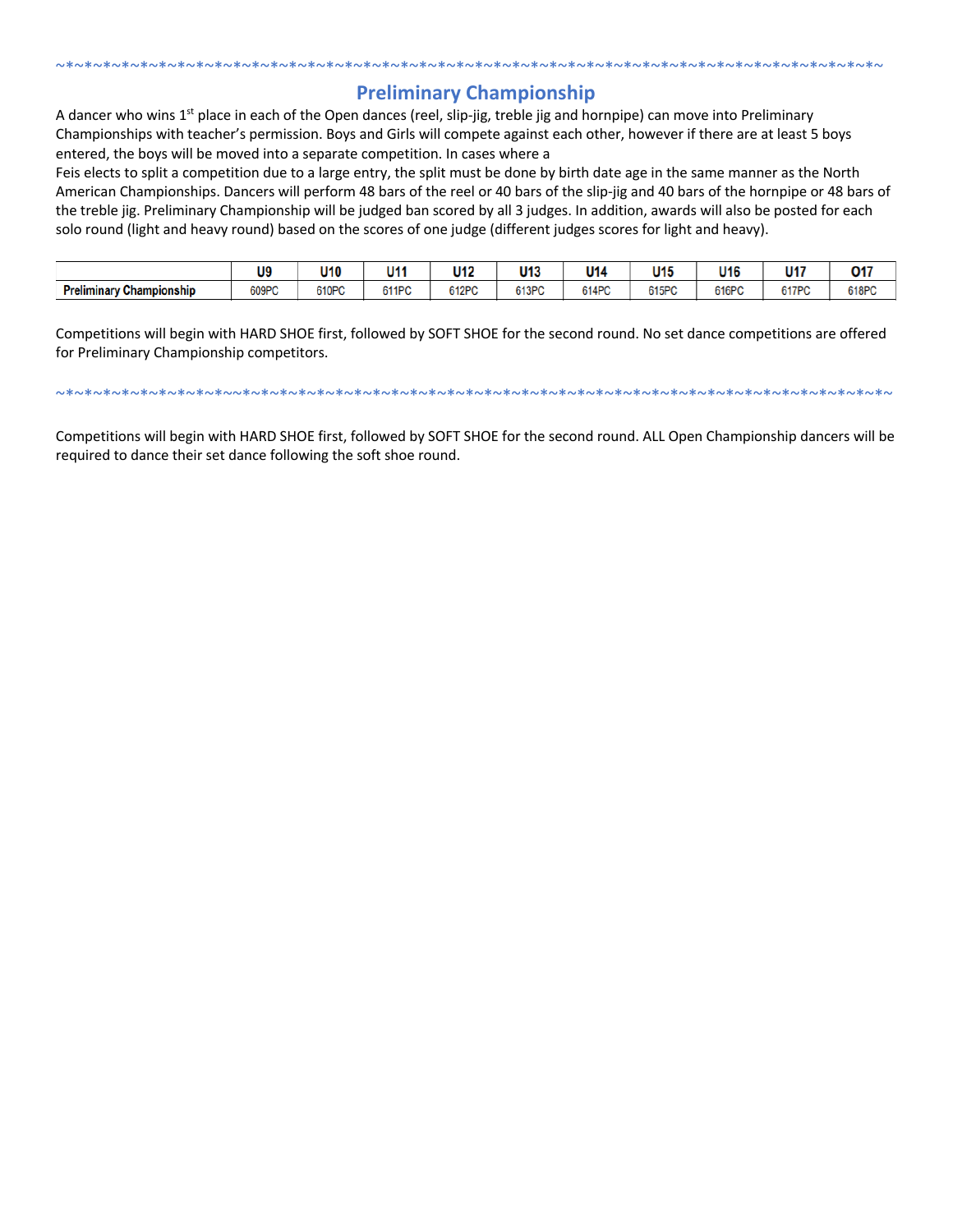~*~*~*~*~*~*~*~*~*~*~*~*~*~*~*~*~*~*~*~*~*~*~*~*~*~*~*~*~*~*~*~*~*~*~*~*~*~*~*~*~*~*~*~*~*~*~*~*~*~*~*~*~*~*~*~*~*~

## Preliminary Championship

A dancer who wins 1st place in each of the Open dances (reel, slip-jig, treble jig and hornpipe) can move into Preliminary Championships with teacher's permission. Boys and Girls will compete against each other, however if there are at least 5 boys entered, the boys will be moved into a separate competition. In cases where a
Feis elects to split a competition due to a large entry, the split must be done by birth date age in the same manner as the North American Championships. Dancers will perform 48 bars of the reel or 40 bars of the slip-jig and 40 bars of the hornpipe or 48 bars of the treble jig. Preliminary Championship will be judged ban scored by all 3 judges. In addition, awards will also be posted for each solo round (light and heavy round) based on the scores of one judge (different judges scores for light and heavy).

| | U9 | U10 | U11 | U12 | U13 | U14 | U15 | U16 | U17 | O17 |
|---|---|---|---|---|---|---|---|---|---|---|
| **Preliminary Championship** | 609PC | 610PC | 611PC | 612PC | 613PC | 614PC | 615PC | 616PC | 617PC | 618PC |

Competitions will begin with HARD SHOE first, followed by SOFT SHOE for the second round. No set dance competitions are offered for Preliminary Championship competitors.

~*~*~*~*~*~*~*~*~*~*~*~*~*~*~*~*~*~*~*~*~*~*~*~*~*~*~*~*~*~*~*~*~*~*~*~*~*~*~*~*~*~*~*~*~*~*~*~*~*~*~*~*~*~*~*~*~*~

Competitions will begin with HARD SHOE first, followed by SOFT SHOE for the second round. ALL Open Championship dancers will be required to dance their set dance following the soft shoe round.